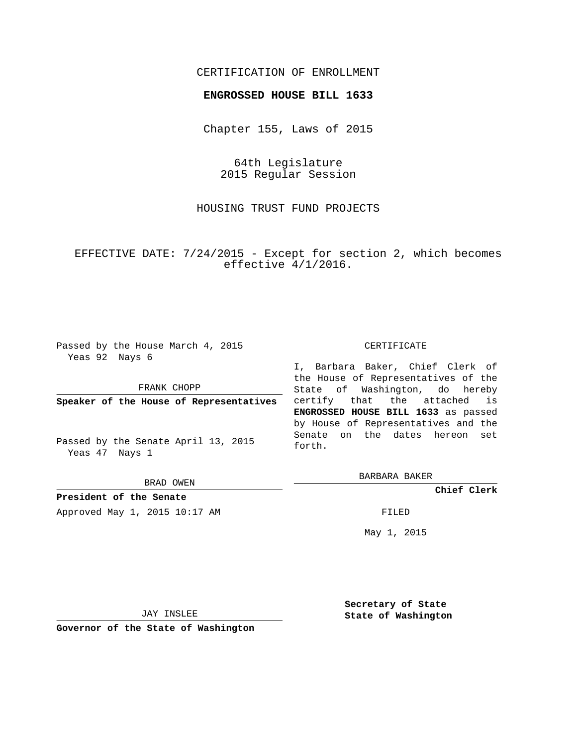CERTIFICATION OF ENROLLMENT

**ENGROSSED HOUSE BILL 1633**

Chapter 155, Laws of 2015

64th Legislature
2015 Regular Session

HOUSING TRUST FUND PROJECTS

EFFECTIVE DATE: 7/24/2015 - Except for section 2, which becomes effective 4/1/2016.

Passed by the House March 4, 2015
Yeas 92 Nays 6

FRANK CHOPP

**Speaker of the House of Representatives**

Passed by the Senate April 13, 2015
Yeas 47 Nays 1

BRAD OWEN

**President of the Senate**

Approved May 1, 2015 10:17 AM

JAY INSLEE

**Governor of the State of Washington**

CERTIFICATE

I, Barbara Baker, Chief Clerk of the House of Representatives of the State of Washington, do hereby certify that the attached is **ENGROSSED HOUSE BILL 1633** as passed by House of Representatives and the Senate on the dates hereon set forth.

BARBARA BAKER

**Chief Clerk**

FILED

May 1, 2015

**Secretary of State**
**State of Washington**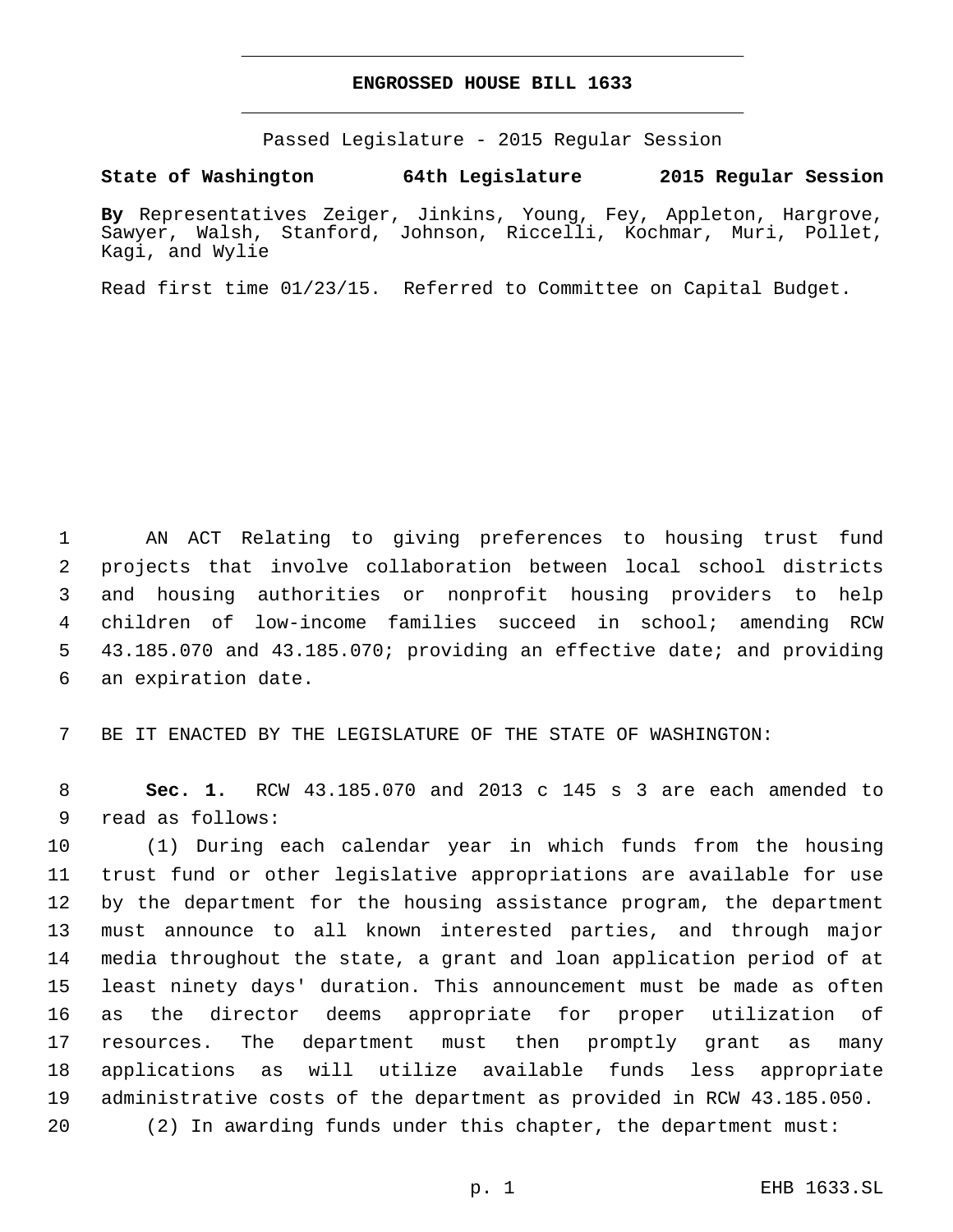# ENGROSSED HOUSE BILL 1633

Passed Legislature - 2015 Regular Session

**State of Washington 64th Legislature 2015 Regular Session**

**By** Representatives Zeiger, Jinkins, Young, Fey, Appleton, Hargrove, Sawyer, Walsh, Stanford, Johnson, Riccelli, Kochmar, Muri, Pollet, Kagi, and Wylie

Read first time 01/23/15. Referred to Committee on Capital Budget.

AN ACT Relating to giving preferences to housing trust fund projects that involve collaboration between local school districts and housing authorities or nonprofit housing providers to help children of low-income families succeed in school; amending RCW 43.185.070 and 43.185.070; providing an effective date; and providing an expiration date.

BE IT ENACTED BY THE LEGISLATURE OF THE STATE OF WASHINGTON:

**Sec. 1.** RCW 43.185.070 and 2013 c 145 s 3 are each amended to read as follows:

(1) During each calendar year in which funds from the housing trust fund or other legislative appropriations are available for use by the department for the housing assistance program, the department must announce to all known interested parties, and through major media throughout the state, a grant and loan application period of at least ninety days' duration. This announcement must be made as often as the director deems appropriate for proper utilization of resources. The department must then promptly grant as many applications as will utilize available funds less appropriate administrative costs of the department as provided in RCW 43.185.050.

(2) In awarding funds under this chapter, the department must: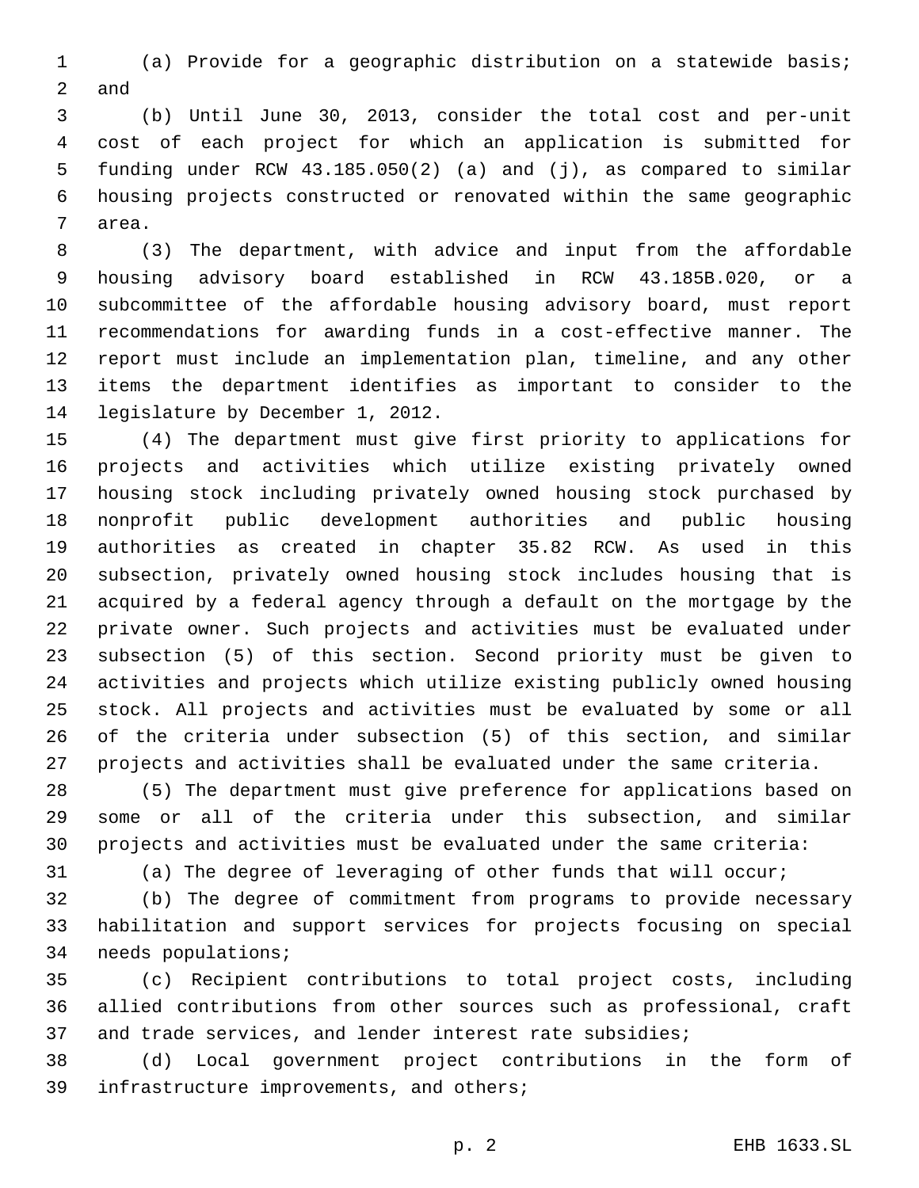(a) Provide for a geographic distribution on a statewide basis; and

(b) Until June 30, 2013, consider the total cost and per-unit cost of each project for which an application is submitted for funding under RCW 43.185.050(2) (a) and (j), as compared to similar housing projects constructed or renovated within the same geographic area.

(3) The department, with advice and input from the affordable housing advisory board established in RCW 43.185B.020, or a subcommittee of the affordable housing advisory board, must report recommendations for awarding funds in a cost-effective manner. The report must include an implementation plan, timeline, and any other items the department identifies as important to consider to the legislature by December 1, 2012.

(4) The department must give first priority to applications for projects and activities which utilize existing privately owned housing stock including privately owned housing stock purchased by nonprofit public development authorities and public housing authorities as created in chapter 35.82 RCW. As used in this subsection, privately owned housing stock includes housing that is acquired by a federal agency through a default on the mortgage by the private owner. Such projects and activities must be evaluated under subsection (5) of this section. Second priority must be given to activities and projects which utilize existing publicly owned housing stock. All projects and activities must be evaluated by some or all of the criteria under subsection (5) of this section, and similar projects and activities shall be evaluated under the same criteria.

(5) The department must give preference for applications based on some or all of the criteria under this subsection, and similar projects and activities must be evaluated under the same criteria:

(a) The degree of leveraging of other funds that will occur;

(b) The degree of commitment from programs to provide necessary habilitation and support services for projects focusing on special needs populations;

(c) Recipient contributions to total project costs, including allied contributions from other sources such as professional, craft and trade services, and lender interest rate subsidies;

(d) Local government project contributions in the form of infrastructure improvements, and others;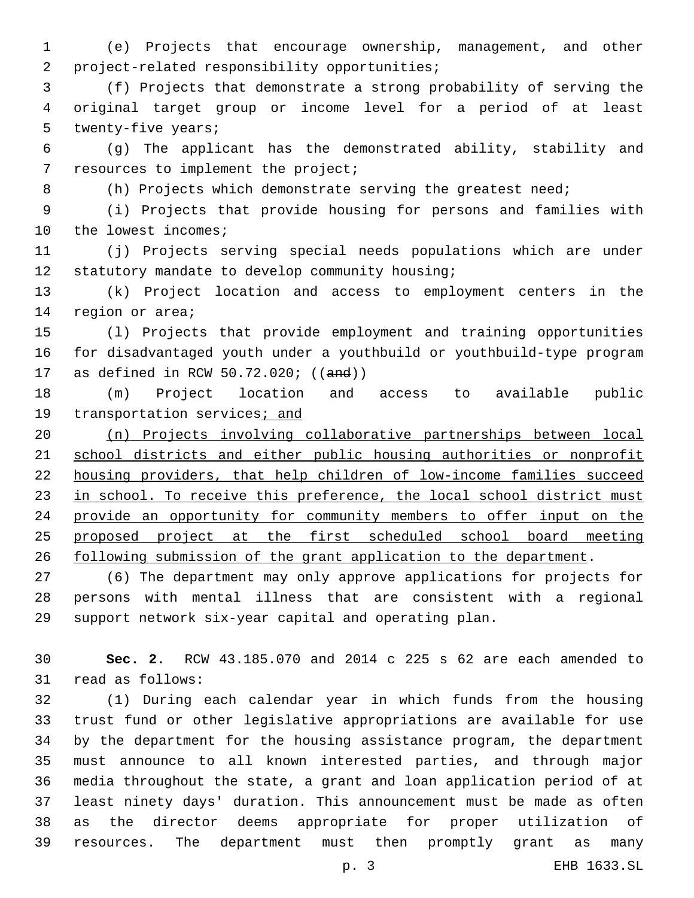(e) Projects that encourage ownership, management, and other project-related responsibility opportunities;

(f) Projects that demonstrate a strong probability of serving the original target group or income level for a period of at least twenty-five years;

(g) The applicant has the demonstrated ability, stability and resources to implement the project;

(h) Projects which demonstrate serving the greatest need;

(i) Projects that provide housing for persons and families with the lowest incomes;

(j) Projects serving special needs populations which are under statutory mandate to develop community housing;

(k) Project location and access to employment centers in the region or area;

(l) Projects that provide employment and training opportunities for disadvantaged youth under a youthbuild or youthbuild-type program as defined in RCW 50.72.020; ((~~and~~))

(m) Project location and access to available public transportation services<u>; and</u>

<u>(n) Projects involving collaborative partnerships between local school districts and either public housing authorities or nonprofit housing providers, that help children of low-income families succeed in school. To receive this preference, the local school district must provide an opportunity for community members to offer input on the proposed project at the first scheduled school board meeting following submission of the grant application to the department</u>.

(6) The department may only approve applications for projects for persons with mental illness that are consistent with a regional support network six-year capital and operating plan.

**Sec. 2.** RCW 43.185.070 and 2014 c 225 s 62 are each amended to read as follows:

(1) During each calendar year in which funds from the housing trust fund or other legislative appropriations are available for use by the department for the housing assistance program, the department must announce to all known interested parties, and through major media throughout the state, a grant and loan application period of at least ninety days' duration. This announcement must be made as often as the director deems appropriate for proper utilization of resources. The department must then promptly grant as many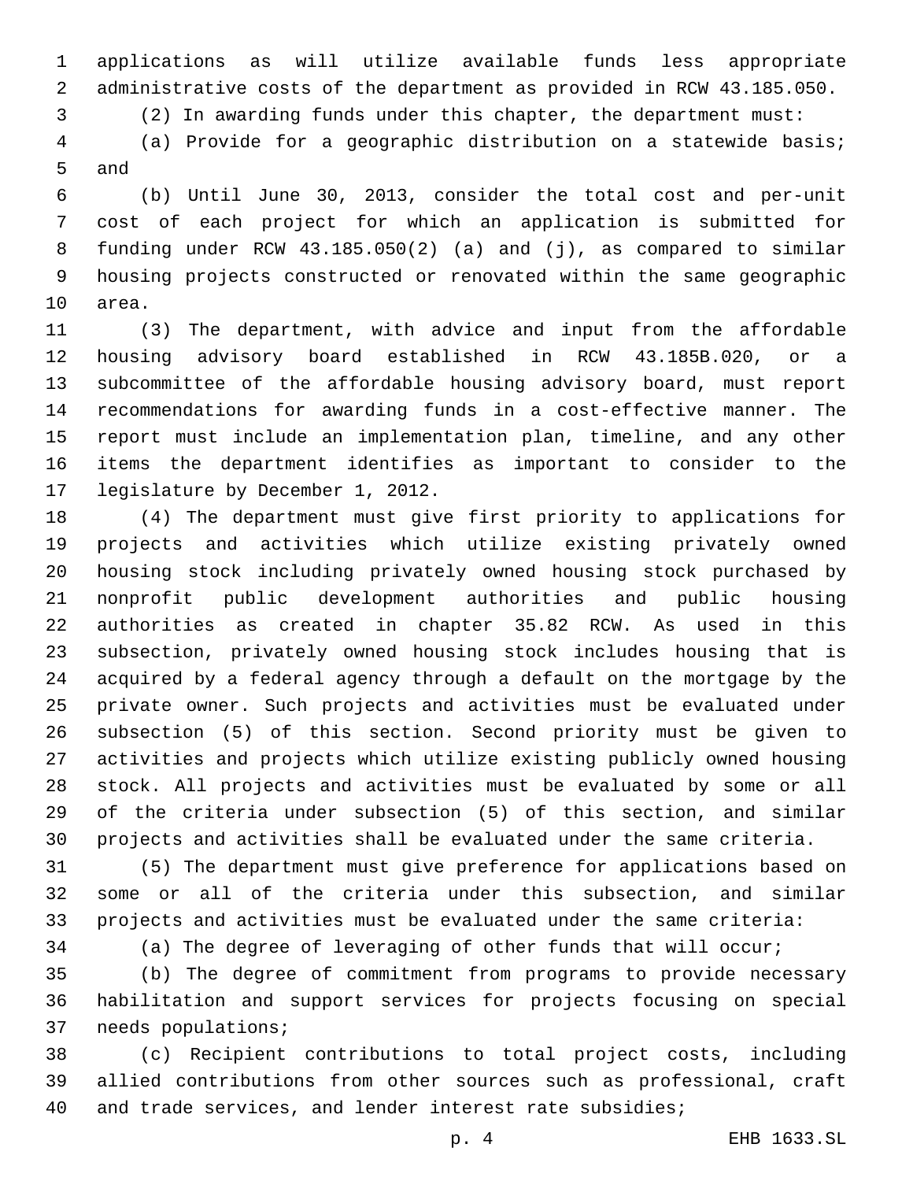applications as will utilize available funds less appropriate administrative costs of the department as provided in RCW 43.185.050.

(2) In awarding funds under this chapter, the department must:

(a) Provide for a geographic distribution on a statewide basis; and

(b) Until June 30, 2013, consider the total cost and per-unit cost of each project for which an application is submitted for funding under RCW 43.185.050(2) (a) and (j), as compared to similar housing projects constructed or renovated within the same geographic area.

(3) The department, with advice and input from the affordable housing advisory board established in RCW 43.185B.020, or a subcommittee of the affordable housing advisory board, must report recommendations for awarding funds in a cost-effective manner. The report must include an implementation plan, timeline, and any other items the department identifies as important to consider to the legislature by December 1, 2012.

(4) The department must give first priority to applications for projects and activities which utilize existing privately owned housing stock including privately owned housing stock purchased by nonprofit public development authorities and public housing authorities as created in chapter 35.82 RCW. As used in this subsection, privately owned housing stock includes housing that is acquired by a federal agency through a default on the mortgage by the private owner. Such projects and activities must be evaluated under subsection (5) of this section. Second priority must be given to activities and projects which utilize existing publicly owned housing stock. All projects and activities must be evaluated by some or all of the criteria under subsection (5) of this section, and similar projects and activities shall be evaluated under the same criteria.

(5) The department must give preference for applications based on some or all of the criteria under this subsection, and similar projects and activities must be evaluated under the same criteria:

(a) The degree of leveraging of other funds that will occur;

(b) The degree of commitment from programs to provide necessary habilitation and support services for projects focusing on special needs populations;

(c) Recipient contributions to total project costs, including allied contributions from other sources such as professional, craft and trade services, and lender interest rate subsidies;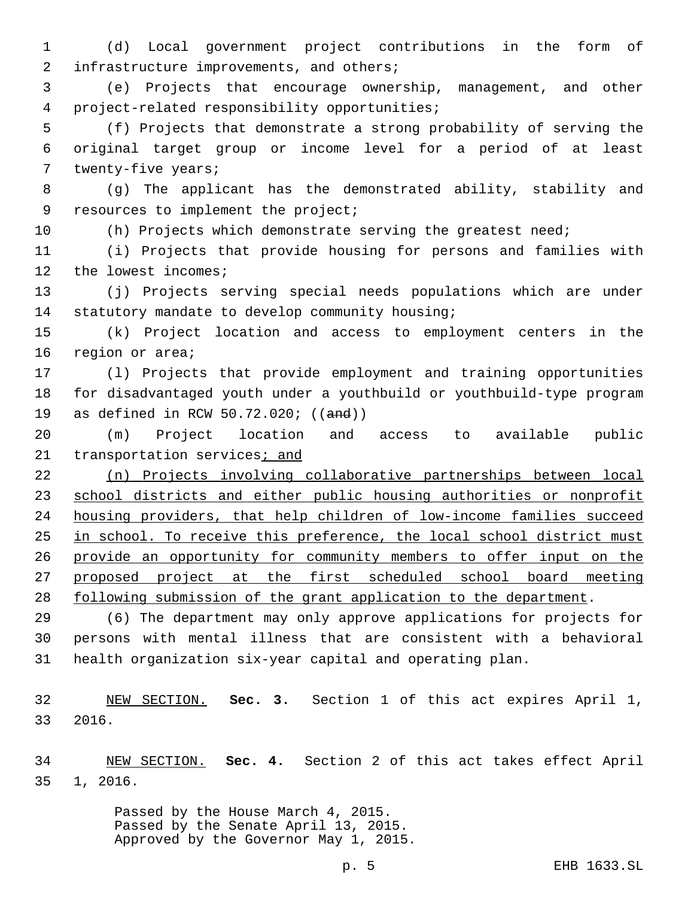(d) Local government project contributions in the form of infrastructure improvements, and others;

(e) Projects that encourage ownership, management, and other project-related responsibility opportunities;

(f) Projects that demonstrate a strong probability of serving the original target group or income level for a period of at least twenty-five years;

(g) The applicant has the demonstrated ability, stability and resources to implement the project;

(h) Projects which demonstrate serving the greatest need;

(i) Projects that provide housing for persons and families with the lowest incomes;

(j) Projects serving special needs populations which are under statutory mandate to develop community housing;

(k) Project location and access to employment centers in the region or area;

(l) Projects that provide employment and training opportunities for disadvantaged youth under a youthbuild or youthbuild-type program as defined in RCW 50.72.020; ((~~and~~))

(m) Project location and access to available public transportation services<u>; and</u>

<u>(n) Projects involving collaborative partnerships between local school districts and either public housing authorities or nonprofit housing providers, that help children of low-income families succeed in school. To receive this preference, the local school district must provide an opportunity for community members to offer input on the proposed project at the first scheduled school board meeting following submission of the grant application to the department</u>.

(6) The department may only approve applications for projects for persons with mental illness that are consistent with a behavioral health organization six-year capital and operating plan.

<u>NEW SECTION.</u> **Sec. 3.** Section 1 of this act expires April 1, 2016.

<u>NEW SECTION.</u> **Sec. 4.** Section 2 of this act takes effect April 1, 2016.

Passed by the House March 4, 2015.
Passed by the Senate April 13, 2015.
Approved by the Governor May 1, 2015.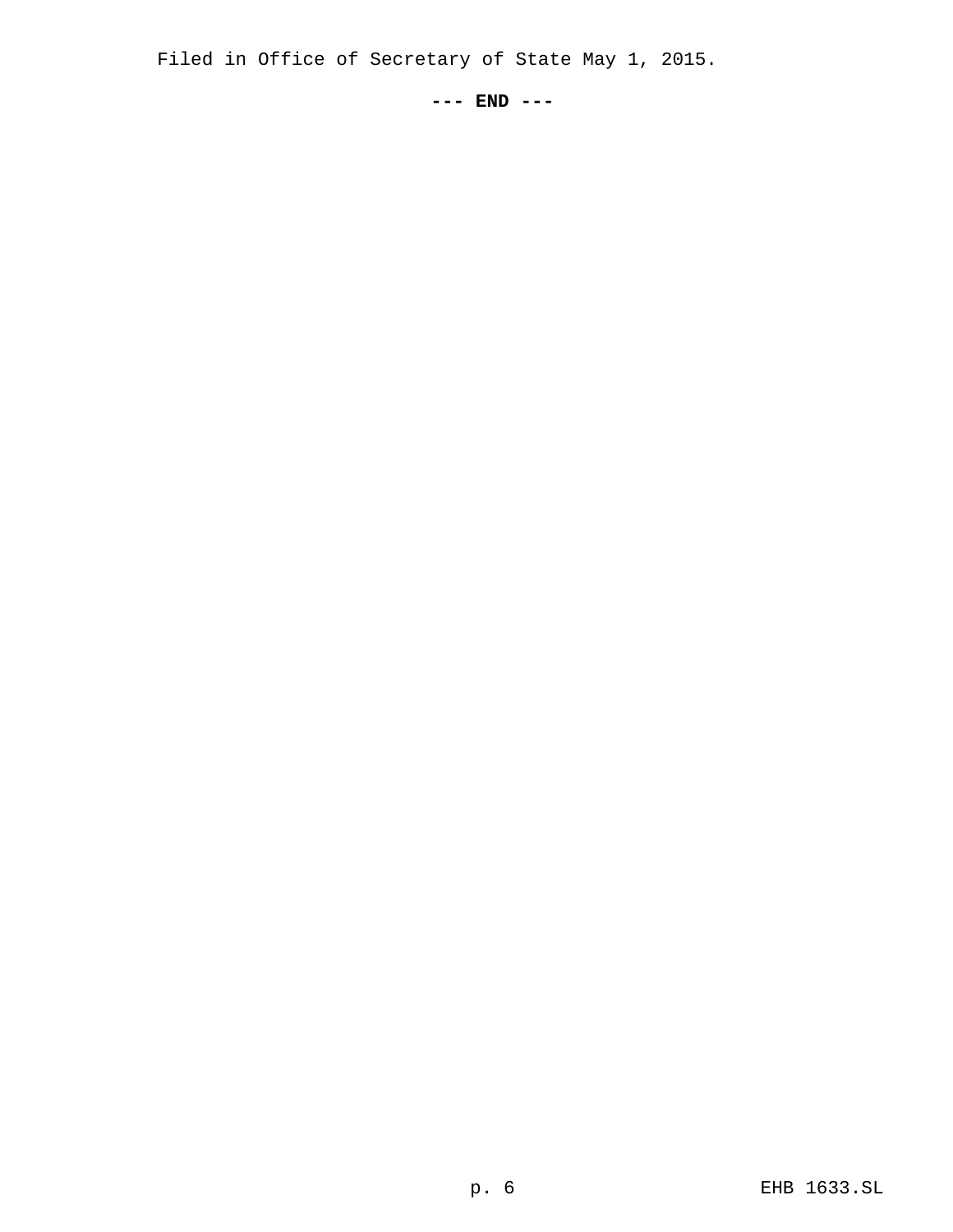Filed in Office of Secretary of State May 1, 2015.

**--- END ---**